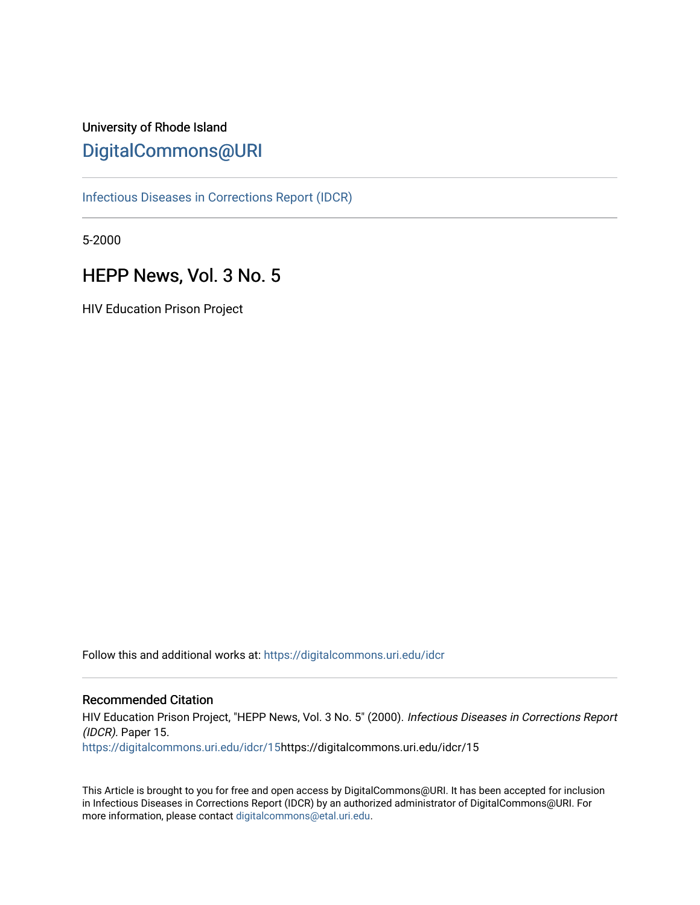University of Rhode Island

DigitalCommons@URI

Infectious Diseases in Corrections Report (IDCR)

5-2000

# HEPP News, Vol. 3 No. 5

HIV Education Prison Project

Follow this and additional works at: https://digitalcommons.uri.edu/idcr

## Recommended Citation

HIV Education Prison Project, "HEPP News, Vol. 3 No. 5" (2000). *Infectious Diseases in Corrections Report (IDCR).* Paper 15.
https://digitalcommons.uri.edu/idcr/15https://digitalcommons.uri.edu/idcr/15

This Article is brought to you for free and open access by DigitalCommons@URI. It has been accepted for inclusion in Infectious Diseases in Corrections Report (IDCR) by an authorized administrator of DigitalCommons@URI. For more information, please contact digitalcommons@etal.uri.edu.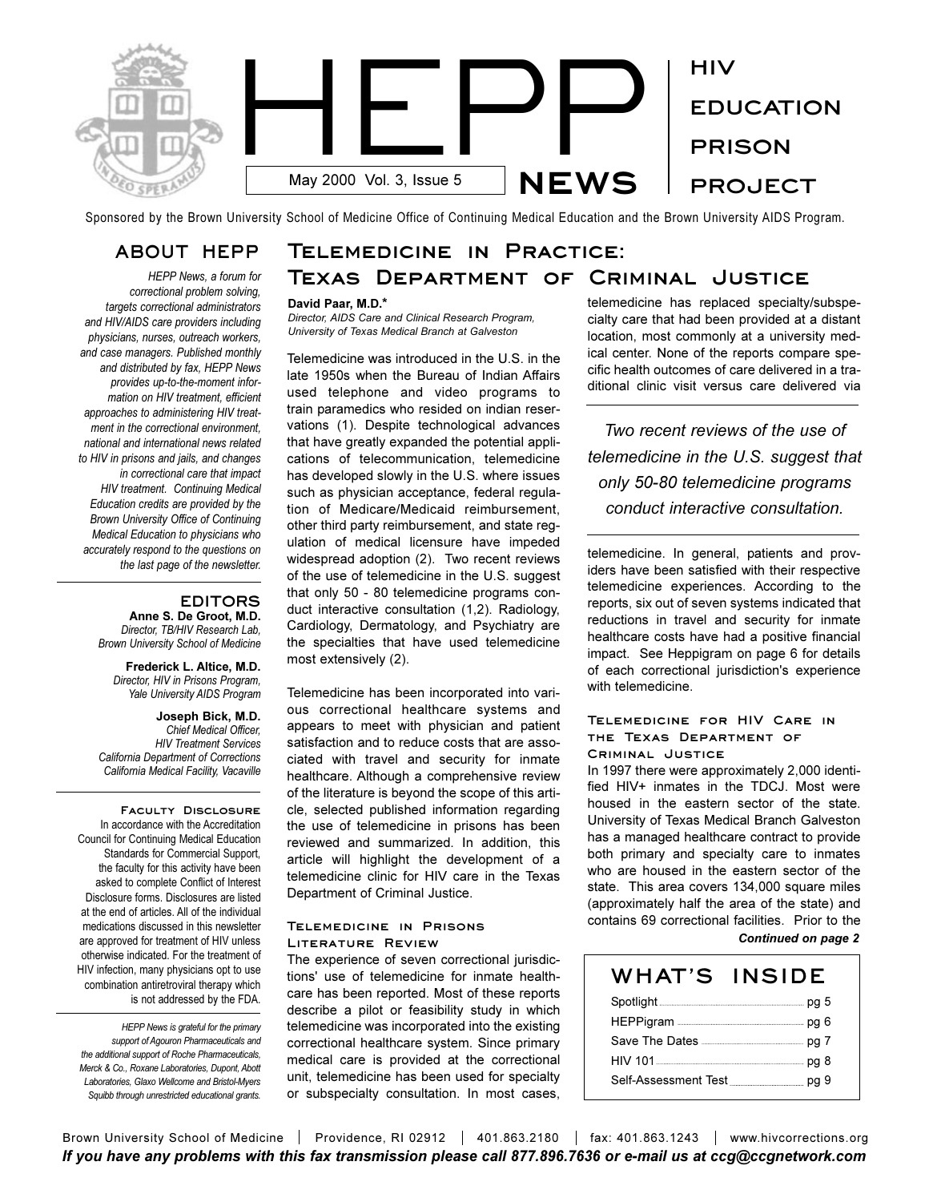# HEPP NEWS

May 2000 Vol. 3, Issue 5

HIV EDUCATION PRISON PROJECT

Sponsored by the Brown University School of Medicine Office of Continuing Medical Education and the Brown University AIDS Program.

## ABOUT HEPP

*HEPP News, a forum for correctional problem solving, targets correctional administrators and HIV/AIDS care providers including physicians, nurses, outreach workers, and case managers. Published monthly and distributed by fax, HEPP News provides up-to-the-moment information on HIV treatment, efficient approaches to administering HIV treatment in the correctional environment, national and international news related to HIV in prisons and jails, and changes in correctional care that impact HIV treatment. Continuing Medical Education credits are provided by the Brown University Office of Continuing Medical Education to physicians who accurately respond to the questions on the last page of the newsletter.*

## EDITORS

**Anne S. De Groot, M.D.**
*Director, TB/HIV Research Lab, Brown University School of Medicine*

**Frederick L. Altice, M.D.**
*Director, HIV in Prisons Program, Yale University AIDS Program*

**Joseph Bick, M.D.**
*Chief Medical Officer, HIV Treatment Services California Department of Corrections California Medical Facility, Vacaville*

### Faculty Disclosure

In accordance with the Accreditation Council for Continuing Medical Education Standards for Commercial Support, the faculty for this activity have been asked to complete Conflict of Interest Disclosure forms. Disclosures are listed at the end of articles. All of the individual medications discussed in this newsletter are approved for treatment of HIV unless otherwise indicated. For the treatment of HIV infection, many physicians opt to use combination antiretroviral therapy which is not addressed by the FDA.

*HEPP News is grateful for the primary support of Agouron Pharmaceuticals and the additional support of Roche Pharmaceuticals, Merck & Co., Roxane Laboratories, Dupont, Abbott Laboratories, Glaxo Wellcome and Bristol-Myers Squibb through unrestricted educational grants.*

## Telemedicine in Practice: Texas Department of Criminal Justice

**David Paar, M.D.***
*Director, AIDS Care and Clinical Research Program, University of Texas Medical Branch at Galveston*

Telemedicine was introduced in the U.S. in the late 1950s when the Bureau of Indian Affairs used telephone and video programs to train paramedics who resided on indian reservations (1). Despite technological advances that have greatly expanded the potential applications of telecommunication, telemedicine has developed slowly in the U.S. where issues such as physician acceptance, federal regulation of Medicare/Medicaid reimbursement, other third party reimbursement, and state regulation of medical licensure have impeded widespread adoption (2). Two recent reviews of the use of telemedicine in the U.S. suggest that only 50 - 80 telemedicine programs conduct interactive consultation (1,2). Radiology, Cardiology, Dermatology, and Psychiatry are the specialties that have used telemedicine most extensively (2).

Telemedicine has been incorporated into various correctional healthcare systems and appears to meet with physician and patient satisfaction and to reduce costs that are associated with travel and security for inmate healthcare. Although a comprehensive review of the literature is beyond the scope of this article, selected published information regarding the use of telemedicine in prisons has been reviewed and summarized. In addition, this article will highlight the development of a telemedicine clinic for HIV care in the Texas Department of Criminal Justice.

### Telemedicine in Prisons Literature Review

The experience of seven correctional jurisdictions' use of telemedicine for inmate healthcare has been reported. Most of these reports describe a pilot or feasibility study in which telemedicine was incorporated into the existing correctional healthcare system. Since primary medical care is provided at the correctional unit, telemedicine has been used for specialty or subspecialty consultation. In most cases, telemedicine has replaced specialty/subspecialty care that had been provided at a distant location, most commonly at a university medical center. None of the reports compare specific health outcomes of care delivered in a traditional clinic visit versus care delivered via telemedicine. In general, patients and providers have been satisfied with their respective telemedicine experiences. According to the reports, six out of seven systems indicated that reductions in travel and security for inmate healthcare costs have had a positive financial impact. See Heppigram on page 6 for details of each correctional jurisdiction's experience with telemedicine.

*Two recent reviews of the use of telemedicine in the U.S. suggest that only 50-80 telemedicine programs conduct interactive consultation.*

### Telemedicine for HIV Care in the Texas Department of Criminal Justice

In 1997 there were approximately 2,000 identified HIV+ inmates in the TDCJ. Most were housed in the eastern sector of the state. University of Texas Medical Branch Galveston has a managed healthcare contract to provide both primary and specialty care to inmates who are housed in the eastern sector of the state. This area covers 134,000 square miles (approximately half the area of the state) and contains 69 correctional facilities. Prior to the

***Continued on page 2***

## WHAT'S INSIDE

| | |
|---|---|
| Spotlight | pg 5 |
| HEPPigram | pg 6 |
| Save The Dates | pg 7 |
| HIV 101 | pg 8 |
| Self-Assessment Test | pg 9 |

Brown University School of Medicine | Providence, RI 02912 | 401.863.2180 | fax: 401.863.1243 | www.hivcorrections.org

***If you have any problems with this fax transmission please call 877.896.7636 or e-mail us at ccg@ccgnetwork.com***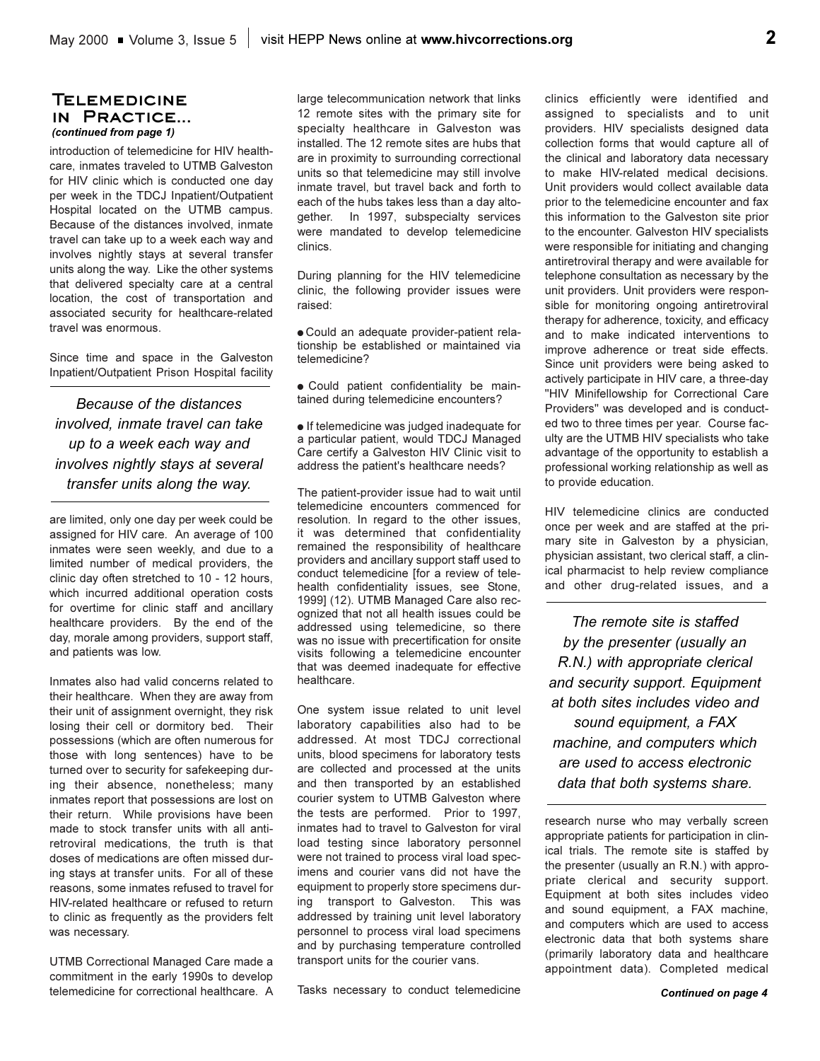## Telemedicine in Practice...

*(continued from page 1)*

introduction of telemedicine for HIV healthcare, inmates traveled to UTMB Galveston for HIV clinic which is conducted one day per week in the TDCJ Inpatient/Outpatient Hospital located on the UTMB campus. Because of the distances involved, inmate travel can take up to a week each way and involves nightly stays at several transfer units along the way. Like the other systems that delivered specialty care at a central location, the cost of transportation and associated security for healthcare-related travel was enormous.

Since time and space in the Galveston Inpatient/Outpatient Prison Hospital facility are limited, only one day per week could be assigned for HIV care. An average of 100 inmates were seen weekly, and due to a limited number of medical providers, the clinic day often stretched to 10 - 12 hours, which incurred additional operation costs for overtime for clinic staff and ancillary healthcare providers. By the end of the day, morale among providers, support staff, and patients was low.

*Because of the distances involved, inmate travel can take up to a week each way and involves nightly stays at several transfer units along the way.*

Inmates also had valid concerns related to their healthcare. When they are away from their unit of assignment overnight, they risk losing their cell or dormitory bed. Their possessions (which are often numerous for those with long sentences) have to be turned over to security for safekeeping during their absence, nonetheless; many inmates report that possessions are lost on their return. While provisions have been made to stock transfer units with all antiretroviral medications, the truth is that doses of medications are often missed during stays at transfer units. For all of these reasons, some inmates refused to travel for HIV-related healthcare or refused to return to clinic as frequently as the providers felt was necessary.

UTMB Correctional Managed Care made a commitment in the early 1990s to develop telemedicine for correctional healthcare. A large telecommunication network that links 12 remote sites with the primary site for specialty healthcare in Galveston was installed. The 12 remote sites are hubs that are in proximity to surrounding correctional units so that telemedicine may still involve inmate travel, but travel back and forth to each of the hubs takes less than a day altogether. In 1997, subspecialty services were mandated to develop telemedicine clinics.

During planning for the HIV telemedicine clinic, the following provider issues were raised:

- Could an adequate provider-patient relationship be established or maintained via telemedicine?
- Could patient confidentiality be maintained during telemedicine encounters?
- If telemedicine was judged inadequate for a particular patient, would TDCJ Managed Care certify a Galveston HIV Clinic visit to address the patient's healthcare needs?

The patient-provider issue had to wait until telemedicine encounters commenced for resolution. In regard to the other issues, it was determined that confidentiality remained the responsibility of healthcare providers and ancillary support staff used to conduct telemedicine [for a review of telehealth confidentiality issues, see Stone, 1999] (12). UTMB Managed Care also recognized that not all health issues could be addressed using telemedicine, so there was no issue with precertification for onsite visits following a telemedicine encounter that was deemed inadequate for effective healthcare.

One system issue related to unit level laboratory capabilities also had to be addressed. At most TDCJ correctional units, blood specimens for laboratory tests are collected and processed at the units and then transported by an established courier system to UTMB Galveston where the tests are performed. Prior to 1997, inmates had to travel to Galveston for viral load testing since laboratory personnel were not trained to process viral load specimens and courier vans did not have the equipment to properly store specimens during transport to Galveston. This was addressed by training unit level laboratory personnel to process viral load specimens and by purchasing temperature controlled transport units for the courier vans.

Tasks necessary to conduct telemedicine clinics efficiently were identified and assigned to specialists and to unit providers. HIV specialists designed data collection forms that would capture all of the clinical and laboratory data necessary to make HIV-related medical decisions. Unit providers would collect available data prior to the telemedicine encounter and fax this information to the Galveston site prior to the encounter. Galveston HIV specialists were responsible for initiating and changing antiretroviral therapy and were available for telephone consultation as necessary by the unit providers. Unit providers were responsible for monitoring ongoing antiretroviral therapy for adherence, toxicity, and efficacy and to make indicated interventions to improve adherence or treat side effects. Since unit providers were being asked to actively participate in HIV care, a three-day "HIV Minifellowship for Correctional Care Providers" was developed and is conducted two to three times per year. Course faculty are the UTMB HIV specialists who take advantage of the opportunity to establish a professional working relationship as well as to provide education.

HIV telemedicine clinics are conducted once per week and are staffed at the primary site in Galveston by a physician, physician assistant, two clerical staff, a clinical pharmacist to help review compliance and other drug-related issues, and a research nurse who may verbally screen appropriate patients for participation in clinical trials. The remote site is staffed by the presenter (usually an R.N.) with appropriate clerical and security support. Equipment at both sites includes video and sound equipment, a FAX machine, and computers which are used to access electronic data that both systems share (primarily laboratory data and healthcare appointment data). Completed medical

*The remote site is staffed by the presenter (usually an R.N.) with appropriate clerical and security support. Equipment at both sites includes video and sound equipment, a FAX machine, and computers which are used to access electronic data that both systems share.*

***Continued on page 4***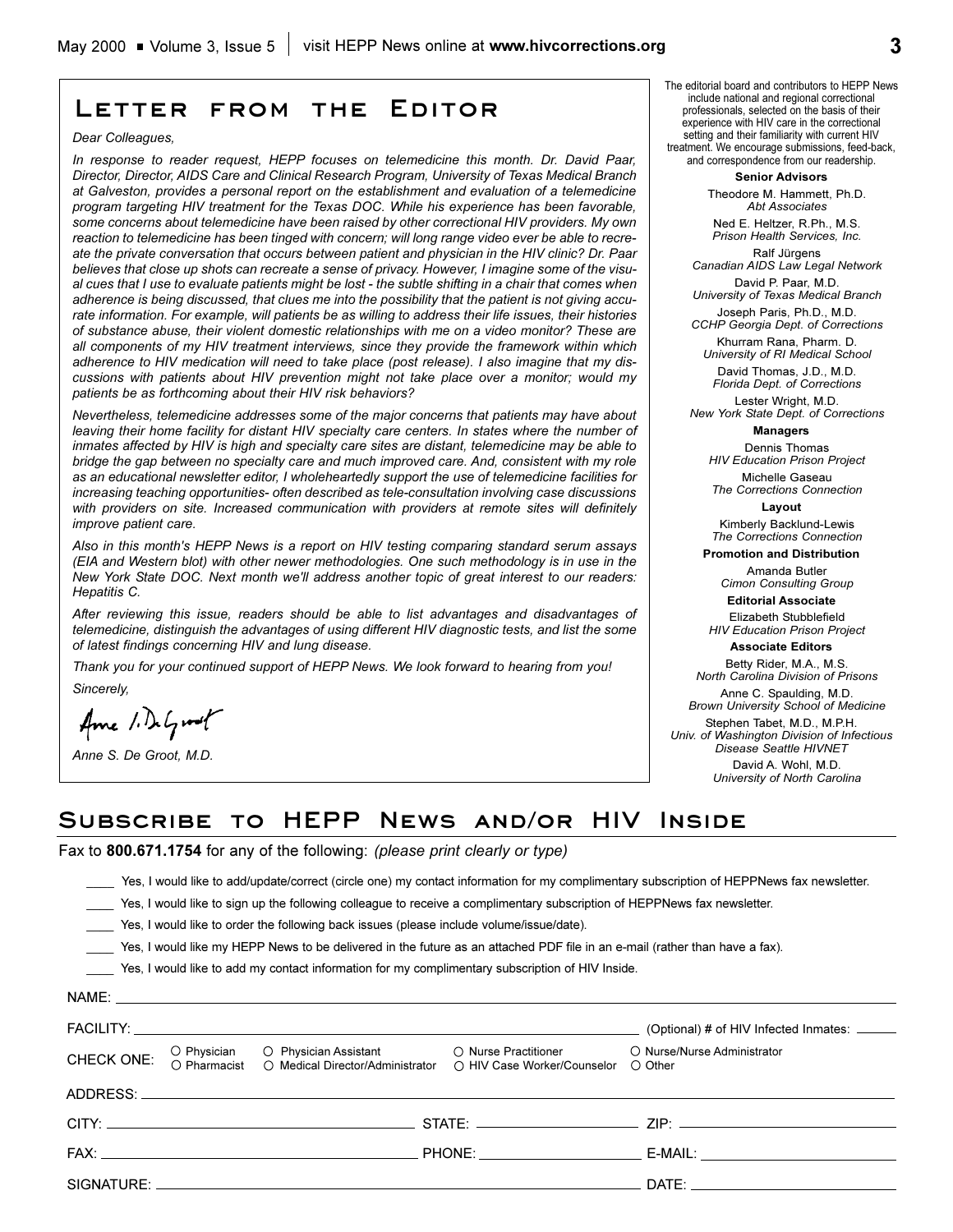## Letter from the Editor

*Dear Colleagues,*

*In response to reader request, HEPP focuses on telemedicine this month. Dr. David Paar, Director, Director, AIDS Care and Clinical Research Program, University of Texas Medical Branch at Galveston, provides a personal report on the establishment and evaluation of a telemedicine program targeting HIV treatment for the Texas DOC. While his experience has been favorable, some concerns about telemedicine have been raised by other correctional HIV providers. My own reaction to telemedicine has been tinged with concern; will long range video ever be able to recreate the private conversation that occurs between patient and physician in the HIV clinic? Dr. Paar believes that close up shots can recreate a sense of privacy. However, I imagine some of the visual cues that I use to evaluate patients might be lost - the subtle shifting in a chair that comes when adherence is being discussed, that clues me into the possibility that the patient is not giving accurate information. For example, will patients be as willing to address their life issues, their histories of substance abuse, their violent domestic relationships with me on a video monitor? These are all components of my HIV treatment interviews, since they provide the framework within which adherence to HIV medication will need to take place (post release). I also imagine that my discussions with patients about HIV prevention might not take place over a monitor; would my patients be as forthcoming about their HIV risk behaviors?*

*Nevertheless, telemedicine addresses some of the major concerns that patients may have about leaving their home facility for distant HIV specialty care centers. In states where the number of inmates affected by HIV is high and specialty care sites are distant, telemedicine may be able to bridge the gap between no specialty care and much improved care. And, consistent with my role as an educational newsletter editor, I wholeheartedly support the use of telemedicine facilities for increasing teaching opportunities- often described as tele-consultation involving case discussions with providers on site. Increased communication with providers at remote sites will definitely improve patient care.*

*Also in this month's HEPP News is a report on HIV testing comparing standard serum assays (EIA and Western blot) with other newer methodologies. One such methodology is in use in the New York State DOC. Next month we'll address another topic of great interest to our readers: Hepatitis C.*

*After reviewing this issue, readers should be able to list advantages and disadvantages of telemedicine, distinguish the advantages of using different HIV diagnostic tests, and list the some of latest findings concerning HIV and lung disease.*

*Thank you for your continued support of HEPP News. We look forward to hearing from you!*

*Sincerely,*

*Anne S. De Groot, M.D.*

The editorial board and contributors to HEPP News include national and regional correctional professionals, selected on the basis of their experience with HIV care in the correctional setting and their familiarity with current HIV treatment. We encourage submissions, feed-back, and correspondence from our readership.

**Senior Advisors**

Theodore M. Hammett, Ph.D.
*Abt Associates*

Ned E. Heltzer, R.Ph., M.S.
*Prison Health Services, Inc.*

Ralf Jürgens
*Canadian AIDS Law Legal Network*

David P. Paar, M.D.
*University of Texas Medical Branch*

Joseph Paris, Ph.D., M.D.
*CCHP Georgia Dept. of Corrections*

Khurram Rana, Pharm. D.
*University of RI Medical School*

David Thomas, J.D., M.D.
*Florida Dept. of Corrections*

Lester Wright, M.D.
*New York State Dept. of Corrections*

**Managers**

Dennis Thomas
*HIV Education Prison Project*

Michelle Gaseau
*The Corrections Connection*

**Layout**

Kimberly Backlund-Lewis
*The Corrections Connection*

**Promotion and Distribution**

Amanda Butler
*Cimon Consulting Group*

**Editorial Associate**

Elizabeth Stubblefield
*HIV Education Prison Project*

**Associate Editors**

Betty Rider, M.A., M.S.
*North Carolina Division of Prisons*

Anne C. Spaulding, M.D.
*Brown University School of Medicine*

Stephen Tabet, M.D., M.P.H.
*Univ. of Washington Division of Infectious Disease Seattle HIVNET*

David A. Wohl, M.D.
*University of North Carolina*

## Subscribe to HEPP News and/or HIV Inside

Fax to **800.671.1754** for any of the following: *(please print clearly or type)*

____ Yes, I would like to add/update/correct (circle one) my contact information for my complimentary subscription of HEPPNews fax newsletter.

____ Yes, I would like to sign up the following colleague to receive a complimentary subscription of HEPPNews fax newsletter.

____ Yes, I would like to order the following back issues (please include volume/issue/date).

____ Yes, I would like my HEPP News to be delivered in the future as an attached PDF file in an e-mail (rather than have a fax).

____ Yes, I would like to add my contact information for my complimentary subscription of HIV Inside.

NAME: ____________________

FACILITY: ____________________ (Optional) # of HIV Infected Inmates: ______

CHECK ONE: ○ Physician ○ Physician Assistant ○ Nurse Practitioner ○ Nurse/Nurse Administrator ○ Pharmacist ○ Medical Director/Administrator ○ HIV Case Worker/Counselor ○ Other

ADDRESS: ____________________

CITY: ____________________ STATE: ____________________ ZIP: ____________________

FAX: ____________________ PHONE: ____________________ E-MAIL: ____________________

SIGNATURE: ____________________ DATE: ____________________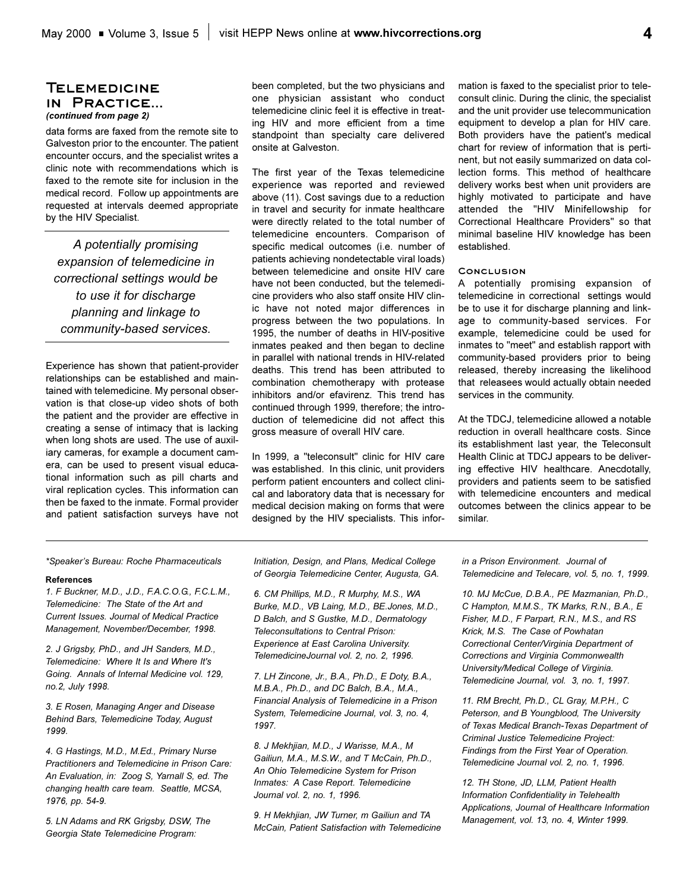## Telemedicine in Practice...

*(continued from page 2)*

data forms are faxed from the remote site to Galveston prior to the encounter. The patient encounter occurs, and the specialist writes a clinic note with recommendations which is faxed to the remote site for inclusion in the medical record. Follow up appointments are requested at intervals deemed appropriate by the HIV Specialist.

> *A potentially promising expansion of telemedicine in correctional settings would be to use it for discharge planning and linkage to community-based services.*

Experience has shown that patient-provider relationships can be established and maintained with telemedicine. My personal observation is that close-up video shots of both the patient and the provider are effective in creating a sense of intimacy that is lacking when long shots are used. The use of auxiliary cameras, for example a document camera, can be used to present visual educational information such as pill charts and viral replication cycles. This information can then be faxed to the inmate. Formal provider and patient satisfaction surveys have not been completed, but the two physicians and one physician assistant who conduct telemedicine clinic feel it is effective in treating HIV and more efficient from a time standpoint than specialty care delivered onsite at Galveston.

The first year of the Texas telemedicine experience was reported and reviewed above (11). Cost savings due to a reduction in travel and security for inmate healthcare were directly related to the total number of telemedicine encounters. Comparison of specific medical outcomes (i.e. number of patients achieving nondetectable viral loads) between telemedicine and onsite HIV care have not been conducted, but the telemedicine providers who also staff onsite HIV clinic have not noted major differences in progress between the two populations. In 1995, the number of deaths in HIV-positive inmates peaked and then began to decline in parallel with national trends in HIV-related deaths. This trend has been attributed to combination chemotherapy with protease inhibitors and/or efavirenz. This trend has continued through 1999, therefore; the introduction of telemedicine did not affect this gross measure of overall HIV care.

In 1999, a "teleconsult" clinic for HIV care was established. In this clinic, unit providers perform patient encounters and collect clinical and laboratory data that is necessary for medical decision making on forms that were designed by the HIV specialists. This information is faxed to the specialist prior to teleconsult clinic. During the clinic, the specialist and the unit provider use telecommunication equipment to develop a plan for HIV care. Both providers have the patient's medical chart for review of information that is pertinent, but not easily summarized on data collection forms. This method of healthcare delivery works best when unit providers are highly motivated to participate and have attended the "HIV Minifellowship for Correctional Healthcare Providers" so that minimal baseline HIV knowledge has been established.

### Conclusion

A potentially promising expansion of telemedicine in correctional settings would be to use it for discharge planning and linkage to community-based services. For example, telemedicine could be used for inmates to "meet" and establish rapport with community-based providers prior to being released, thereby increasing the likelihood that releasees would actually obtain needed services in the community.

At the TDCJ, telemedicine allowed a notable reduction in overall healthcare costs. Since its establishment last year, the Teleconsult Health Clinic at TDCJ appears to be delivering effective HIV healthcare. Anecdotally, providers and patients seem to be satisfied with telemedicine encounters and medical outcomes between the clinics appear to be similar.

---

*\*Speaker's Bureau: Roche Pharmaceuticals*

**References**

*1. F Buckner, M.D., J.D., F.A.C.O.G., F.C.L.M., Telemedicine: The State of the Art and Current Issues. Journal of Medical Practice Management, November/December, 1998.*

*2. J Grigsby, PhD., and JH Sanders, M.D., Telemedicine: Where It Is and Where It's Going. Annals of Internal Medicine vol. 129, no.2, July 1998.*

*3. E Rosen, Managing Anger and Disease Behind Bars, Telemedicine Today, August 1999.*

*4. G Hastings, M.D., M.Ed., Primary Nurse Practitioners and Telemedicine in Prison Care: An Evaluation, in: Zoog S, Yarnall S, ed. The changing health care team. Seattle, MCSA, 1976, pp. 54-9.*

*5. LN Adams and RK Grigsby, DSW, The Georgia State Telemedicine Program: Initiation, Design, and Plans, Medical College of Georgia Telemedicine Center, Augusta, GA.*

*6. CM Phillips, M.D., R Murphy, M.S., WA Burke, M.D., VB Laing, M.D., BE.Jones, M.D., D Balch, and S Gustke, M.D., Dermatology Teleconsultations to Central Prison: Experience at East Carolina University. TelemedicineJournal vol. 2, no. 2, 1996.*

*7. LH Zincone, Jr., B.A., Ph.D., E Doty, B.A., M.B.A., Ph.D., and DC Balch, B.A., M.A., Financial Analysis of Telemedicine in a Prison System, Telemedicine Journal, vol. 3, no. 4, 1997.*

*8. J Mekhjian, M.D., J Warisse, M.A., M Gailiun, M.A., M.S.W., and T McCain, Ph.D., An Ohio Telemedicine System for Prison Inmates: A Case Report. Telemedicine Journal vol. 2, no. 1, 1996.*

*9. H Mekhjian, JW Turner, m Gailiun and TA McCain, Patient Satisfaction with Telemedicine in a Prison Environment. Journal of Telemedicine and Telecare, vol. 5, no. 1, 1999.*

*10. MJ McCue, D.B.A., PE Mazmanian, Ph.D., C Hampton, M.M.S., TK Marks, R.N., B.A., E Fisher, M.D., F Parpart, R.N., M.S., and RS Krick, M.S. The Case of Powhatan Correctional Center/Virginia Department of Corrections and Virginia Commonwealth University/Medical College of Virginia. Telemedicine Journal, vol. 3, no. 1, 1997.*

*11. RM Brecht, Ph.D., CL Gray, M.P.H., C Peterson, and B Youngblood, The University of Texas Medical Branch-Texas Department of Criminal Justice Telemedicine Project: Findings from the First Year of Operation. Telemedicine Journal vol. 2, no. 1, 1996.*

*12. TH Stone, JD, LLM, Patient Health Information Confidentiality in Telehealth Applications, Journal of Healthcare Information Management, vol. 13, no. 4, Winter 1999.*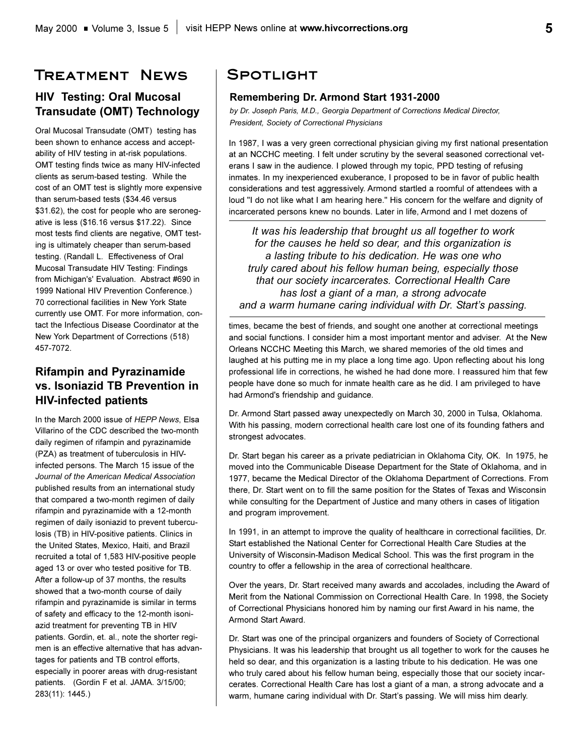# Treatment News

## HIV Testing: Oral Mucosal Transudate (OMT) Technology

Oral Mucosal Transudate (OMT) testing has been shown to enhance access and acceptability of HIV testing in at-risk populations. OMT testing finds twice as many HIV-infected clients as serum-based testing. While the cost of an OMT test is slightly more expensive than serum-based tests ($34.46 versus $31.62), the cost for people who are seronegative is less ($16.16 versus $17.22). Since most tests find clients are negative, OMT testing is ultimately cheaper than serum-based testing. (Randall L. Effectiveness of Oral Mucosal Transudate HIV Testing: Findings from Michigan's' Evaluation. Abstract #690 in 1999 National HIV Prevention Conference.) 70 correctional facilities in New York State currently use OMT. For more information, contact the Infectious Disease Coordinator at the New York Department of Corrections (518) 457-7072.

## Rifampin and Pyrazinamide vs. Isoniazid TB Prevention in HIV-infected patients

In the March 2000 issue of *HEPP News*, Elsa Villarino of the CDC described the two-month daily regimen of rifampin and pyrazinamide (PZA) as treatment of tuberculosis in HIV-infected persons. The March 15 issue of the *Journal of the American Medical Association* published results from an international study that compared a two-month regimen of daily rifampin and pyrazinamide with a 12-month regimen of daily isoniazid to prevent tuberculosis (TB) in HIV-positive patients. Clinics in the United States, Mexico, Haiti, and Brazil recruited a total of 1,583 HIV-positive people aged 13 or over who tested positive for TB. After a follow-up of 37 months, the results showed that a two-month course of daily rifampin and pyrazinamide is similar in terms of safety and efficacy to the 12-month isoniazid treatment for preventing TB in HIV patients. Gordin, et. al., note the shorter regimen is an effective alternative that has advantages for patients and TB control efforts, especially in poorer areas with drug-resistant patients. (Gordin F et al. JAMA. 3/15/00; 283(11): 1445.)

# Spotlight

## Remembering Dr. Armond Start 1931-2000

*by Dr. Joseph Paris, M.D., Georgia Department of Corrections Medical Director, President, Society of Correctional Physicians*

In 1987, I was a very green correctional physician giving my first national presentation at an NCCHC meeting. I felt under scrutiny by the several seasoned correctional veterans I saw in the audience. I plowed through my topic, PPD testing of refusing inmates. In my inexperienced exuberance, I proposed to be in favor of public health considerations and test aggressively. Armond startled a roomful of attendees with a loud "I do not like what I am hearing here." His concern for the welfare and dignity of incarcerated persons knew no bounds. Later in life, Armond and I met dozens of times, became the best of friends, and sought one another at correctional meetings and social functions. I consider him a most important mentor and adviser. At the New Orleans NCCHC Meeting this March, we shared memories of the old times and laughed at his putting me in my place a long time ago. Upon reflecting about his long professional life in corrections, he wished he had done more. I reassured him that few people have done so much for inmate health care as he did. I am privileged to have had Armond's friendship and guidance.

> *It was his leadership that brought us all together to work for the causes he held so dear, and this organization is a lasting tribute to his dedication. He was one who truly cared about his fellow human being, especially those that our society incarcerates. Correctional Health Care has lost a giant of a man, a strong advocate and a warm humane caring individual with Dr. Start's passing.*

Dr. Armond Start passed away unexpectedly on March 30, 2000 in Tulsa, Oklahoma. With his passing, modern correctional health care lost one of its founding fathers and strongest advocates.

Dr. Start began his career as a private pediatrician in Oklahoma City, OK. In 1975, he moved into the Communicable Disease Department for the State of Oklahoma, and in 1977, became the Medical Director of the Oklahoma Department of Corrections. From there, Dr. Start went on to fill the same position for the States of Texas and Wisconsin while consulting for the Department of Justice and many others in cases of litigation and program improvement.

In 1991, in an attempt to improve the quality of healthcare in correctional facilities, Dr. Start established the National Center for Correctional Health Care Studies at the University of Wisconsin-Madison Medical School. This was the first program in the country to offer a fellowship in the area of correctional healthcare.

Over the years, Dr. Start received many awards and accolades, including the Award of Merit from the National Commission on Correctional Health Care. In 1998, the Society of Correctional Physicians honored him by naming our first Award in his name, the Armond Start Award.

Dr. Start was one of the principal organizers and founders of Society of Correctional Physicians. It was his leadership that brought us all together to work for the causes he held so dear, and this organization is a lasting tribute to his dedication. He was one who truly cared about his fellow human being, especially those that our society incarcerates. Correctional Health Care has lost a giant of a man, a strong advocate and a warm, humane caring individual with Dr. Start's passing. We will miss him dearly.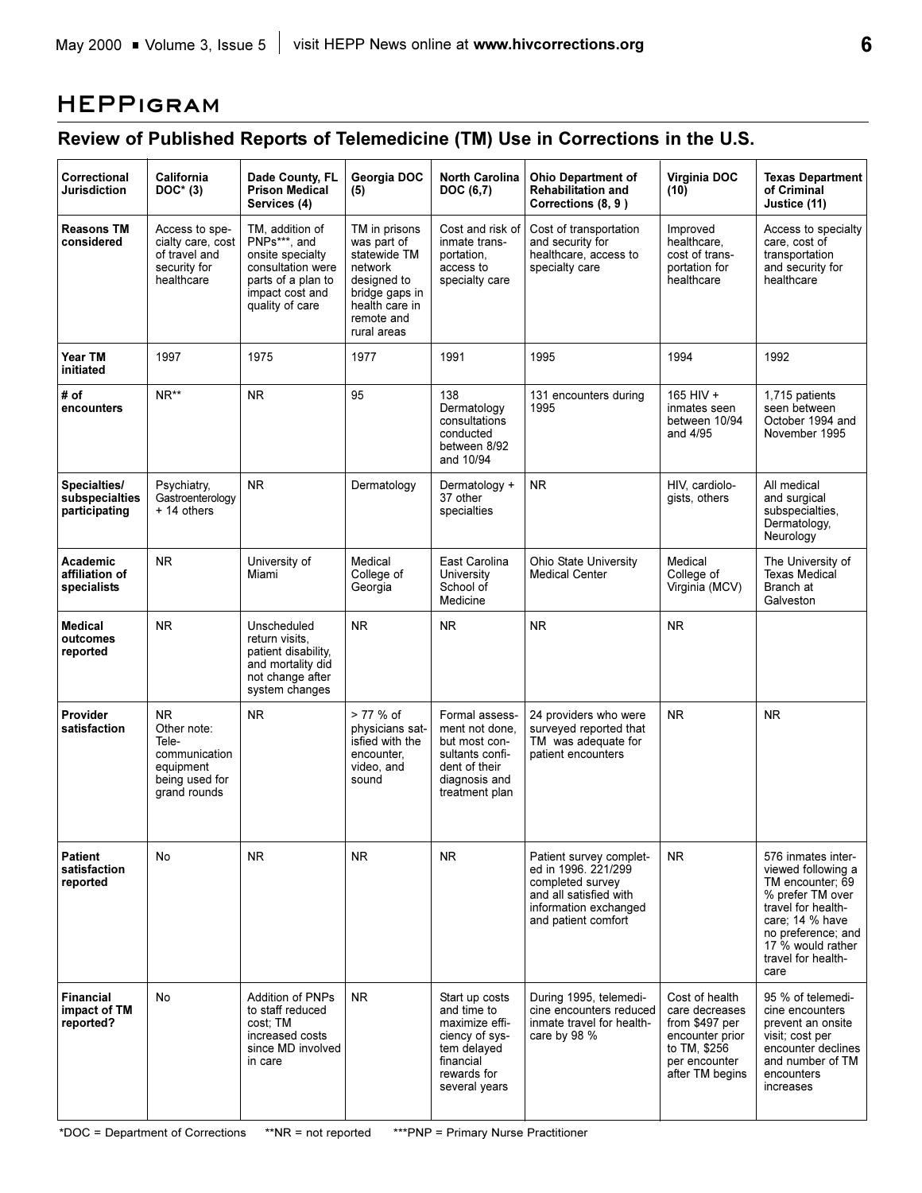## HEPPigram

### Review of Published Reports of Telemedicine (TM) Use in Corrections in the U.S.

| Correctional Jurisdiction | California DOC* (3) | Dade County, FL Prison Medical Services (4) | Georgia DOC (5) | North Carolina DOC (6,7) | Ohio Department of Rehabilitation and Corrections (8, 9 ) | Virginia DOC (10) | Texas Department of Criminal Justice (11) |
|---|---|---|---|---|---|---|---|
| Reasons TM considered | Access to specialty care, cost of travel and security for healthcare | TM, addition of PNPs***, and onsite specialty consultation were parts of a plan to impact cost and quality of care | TM in prisons was part of statewide TM network designed to bridge gaps in health care in remote and rural areas | Cost and risk of inmate transportation, access to specialty care | Cost of transportation and security for healthcare, access to specialty care | Improved healthcare, cost of transportation for healthcare | Access to specialty care, cost of transportation and security for healthcare |
| Year TM initiated | 1997 | 1975 | 1977 | 1991 | 1995 | 1994 | 1992 |
| # of encounters | NR** | NR | 95 | 138 Dermatology consultations conducted between 8/92 and 10/94 | 131 encounters during 1995 | 165 HIV + inmates seen between 10/94 and 4/95 | 1,715 patients seen between October 1994 and November 1995 |
| Specialties/ subspecialties participating | Psychiatry, Gastroenterology + 14 others | NR | Dermatology | Dermatology + 37 other specialties | NR | HIV, cardiologists, others | All medical and surgical subspecialties, Dermatology, Neurology |
| Academic affiliation of specialists | NR | University of Miami | Medical College of Georgia | East Carolina University School of Medicine | Ohio State University Medical Center | Medical College of Virginia (MCV) | The University of Texas Medical Branch at Galveston |
| Medical outcomes reported | NR | Unscheduled return visits, patient disability, and mortality did not change after system changes | NR | NR | NR | NR | |
| Provider satisfaction | NR Other note: Telecommunication equipment being used for grand rounds | NR | > 77 % of physicians satisfied with the encounter, video, and sound | Formal assessment not done, but most consultants confident of their diagnosis and treatment plan | 24 providers who were surveyed reported that TM was adequate for patient encounters | NR | NR |
| Patient satisfaction reported | No | NR | NR | NR | Patient survey completed in 1996. 221/299 completed survey and all satisfied with information exchanged and patient comfort | NR | 576 inmates interviewed following a TM encounter; 69 % prefer TM over travel for healthcare; 14 % have no preference; and 17 % would rather travel for healthcare |
| Financial impact of TM reported? | No | Addition of PNPs to staff reduced cost; TM increased costs since MD involved in care | NR | Start up costs and time to maximize efficiency of system delayed financial rewards for several years | During 1995, telemedicine encounters reduced inmate travel for healthcare by 98 % | Cost of health care decreases from $497 per encounter prior to TM, $256 per encounter after TM begins | 95 % of telemedicine encounters prevent an onsite visit; cost per encounter declines and number of TM encounters increases |

*DOC = Department of Corrections **NR = not reported ***PNP = Primary Nurse Practitioner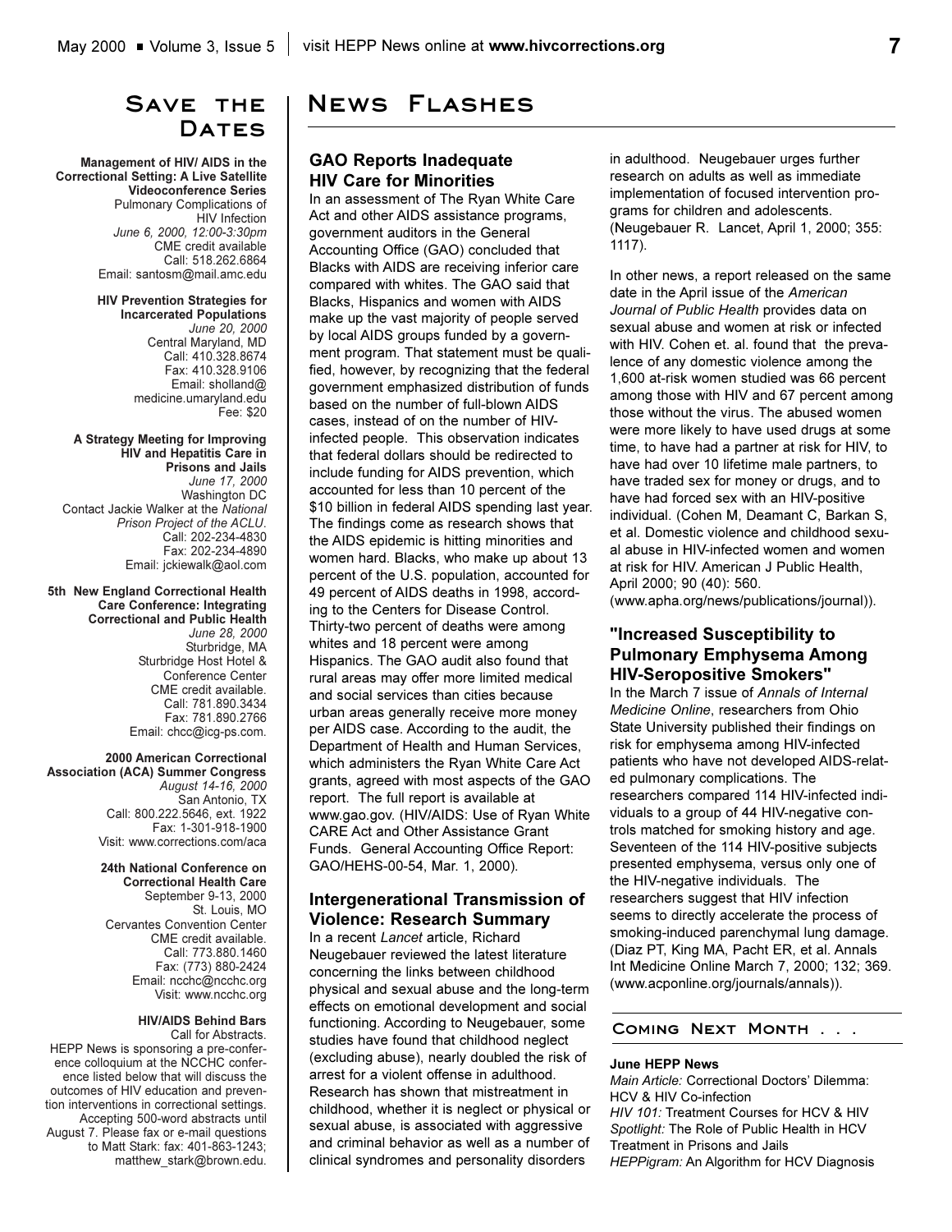# Save the Dates

**Management of HIV/ AIDS in the Correctional Setting: A Live Satellite Videoconference Series**
Pulmonary Complications of HIV Infection
*June 6, 2000, 12:00-3:30pm*
CME credit available
Call: 518.262.6864
Email: santosm@mail.amc.edu

**HIV Prevention Strategies for Incarcerated Populations**
*June 20, 2000*
Central Maryland, MD
Call: 410.328.8674
Fax: 410.328.9106
Email: sholland@medicine.umaryland.edu
Fee: $20

**A Strategy Meeting for Improving HIV and Hepatitis Care in Prisons and Jails**
*June 17, 2000*
Washington DC
Contact Jackie Walker at the *National Prison Project of the ACLU*.
Call: 202-234-4830
Fax: 202-234-4890
Email: jckiewalk@aol.com

**5th New England Correctional Health Care Conference: Integrating Correctional and Public Health**
*June 28, 2000*
Sturbridge, MA
Sturbridge Host Hotel & Conference Center
CME credit available.
Call: 781.890.3434
Fax: 781.890.2766
Email: chcc@icg-ps.com.

**2000 American Correctional Association (ACA) Summer Congress**
*August 14-16, 2000*
San Antonio, TX
Call: 800.222.5646, ext. 1922
Fax: 1-301-918-1900
Visit: www.corrections.com/aca

**24th National Conference on Correctional Health Care**
September 9-13, 2000
St. Louis, MO
Cervantes Convention Center
CME credit available.
Call: 773.880.1460
Fax: (773) 880-2424
Email: ncchc@ncchc.org
Visit: www.ncchc.org

**HIV/AIDS Behind Bars**
Call for Abstracts.
HEPP News is sponsoring a pre-conference colloquium at the NCCHC conference listed below that will discuss the outcomes of HIV education and prevention interventions in correctional settings. Accepting 500-word abstracts until August 7. Please fax or e-mail questions to Matt Stark: fax: 401-863-1243; matthew_stark@brown.edu.

# News Flashes

## GAO Reports Inadequate HIV Care for Minorities

In an assessment of The Ryan White Care Act and other AIDS assistance programs, government auditors in the General Accounting Office (GAO) concluded that Blacks with AIDS are receiving inferior care compared with whites. The GAO said that Blacks, Hispanics and women with AIDS make up the vast majority of people served by local AIDS groups funded by a government program. That statement must be qualified, however, by recognizing that the federal government emphasized distribution of funds based on the number of full-blown AIDS cases, instead of on the number of HIV-infected people. This observation indicates that federal dollars should be redirected to include funding for AIDS prevention, which accounted for less than 10 percent of the $10 billion in federal AIDS spending last year. The findings come as research shows that the AIDS epidemic is hitting minorities and women hard. Blacks, who make up about 13 percent of the U.S. population, accounted for 49 percent of AIDS deaths in 1998, according to the Centers for Disease Control. Thirty-two percent of deaths were among whites and 18 percent were among Hispanics. The GAO audit also found that rural areas may offer more limited medical and social services than cities because urban areas generally receive more money per AIDS case. According to the audit, the Department of Health and Human Services, which administers the Ryan White Care Act grants, agreed with most aspects of the GAO report. The full report is available at www.gao.gov. (HIV/AIDS: Use of Ryan White CARE Act and Other Assistance Grant Funds. General Accounting Office Report: GAO/HEHS-00-54, Mar. 1, 2000).

## Intergenerational Transmission of Violence: Research Summary

In a recent *Lancet* article, Richard Neugebauer reviewed the latest literature concerning the links between childhood physical and sexual abuse and the long-term effects on emotional development and social functioning. According to Neugebauer, some studies have found that childhood neglect (excluding abuse), nearly doubled the risk of arrest for a violent offense in adulthood. Research has shown that mistreatment in childhood, whether it is neglect or physical or sexual abuse, is associated with aggressive and criminal behavior as well as a number of clinical syndromes and personality disorders in adulthood. Neugebauer urges further research on adults as well as immediate implementation of focused intervention programs for children and adolescents. (Neugebauer R. Lancet, April 1, 2000; 355: 1117).

In other news, a report released on the same date in the April issue of the *American Journal of Public Health* provides data on sexual abuse and women at risk or infected with HIV. Cohen et. al. found that the prevalence of any domestic violence among the 1,600 at-risk women studied was 66 percent among those with HIV and 67 percent among those without the virus. The abused women were more likely to have used drugs at some time, to have had a partner at risk for HIV, to have had over 10 lifetime male partners, to have traded sex for money or drugs, and to have had forced sex with an HIV-positive individual. (Cohen M, Deamant C, Barkan S, et al. Domestic violence and childhood sexual abuse in HIV-infected women and women at risk for HIV. American J Public Health, April 2000; 90 (40): 560. (www.apha.org/news/publications/journal)).

## "Increased Susceptibility to Pulmonary Emphysema Among HIV-Seropositive Smokers"

In the March 7 issue of *Annals of Internal Medicine Online*, researchers from Ohio State University published their findings on risk for emphysema among HIV-infected patients who have not developed AIDS-related pulmonary complications. The researchers compared 114 HIV-infected individuals to a group of 44 HIV-negative controls matched for smoking history and age. Seventeen of the 114 HIV-positive subjects presented emphysema, versus only one of the HIV-negative individuals. The researchers suggest that HIV infection seems to directly accelerate the process of smoking-induced parenchymal lung damage. (Diaz PT, King MA, Pacht ER, et al. Annals Int Medicine Online March 7, 2000; 132; 369. (www.acponline.org/journals/annals)).

## Coming Next Month . . .

**June HEPP News**
*Main Article:* Correctional Doctors' Dilemma: HCV & HIV Co-infection
*HIV 101:* Treatment Courses for HCV & HIV
*Spotlight:* The Role of Public Health in HCV Treatment in Prisons and Jails
*HEPPigram:* An Algorithm for HCV Diagnosis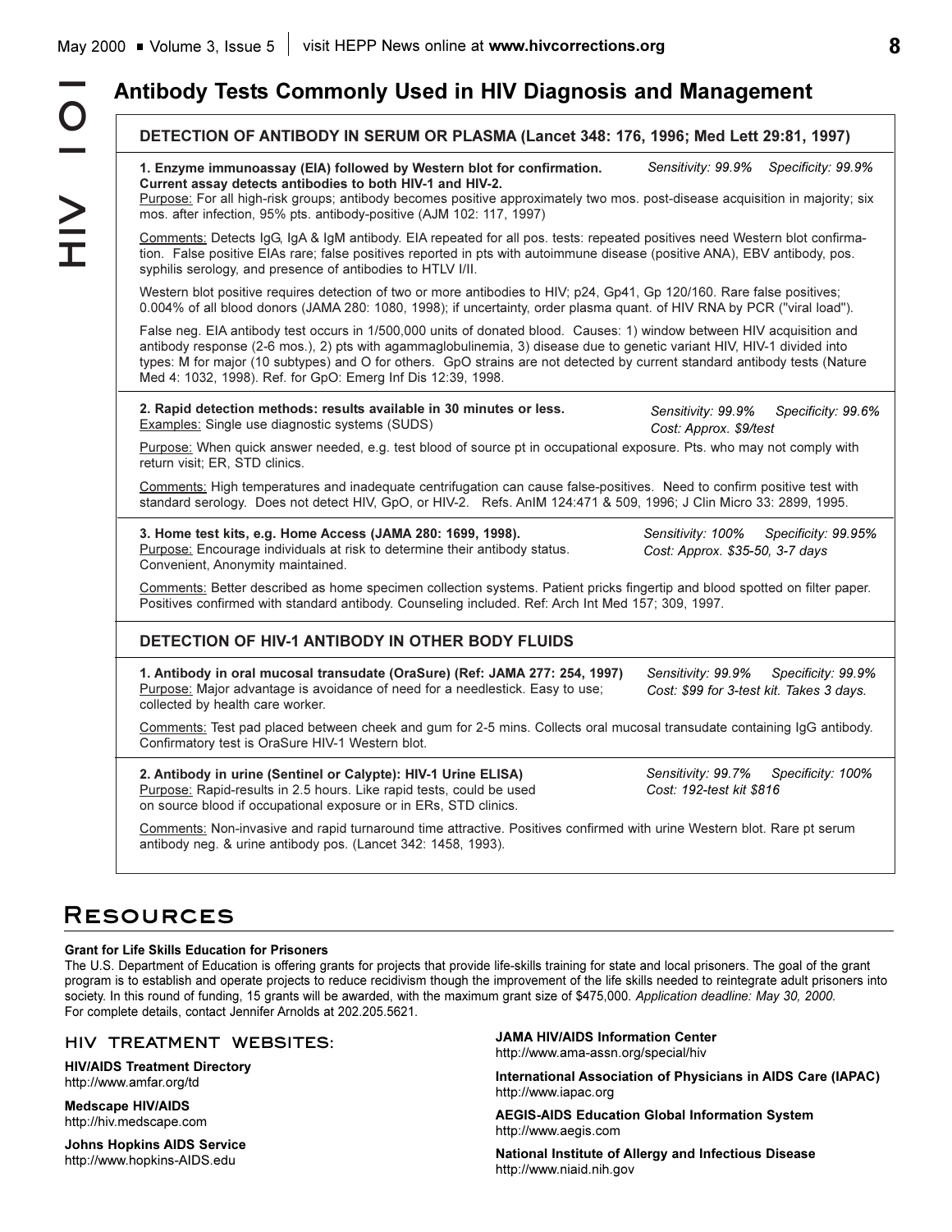## Antibody Tests Commonly Used in HIV Diagnosis and Management

### DETECTION OF ANTIBODY IN SERUM OR PLASMA (Lancet 348: 176, 1996; Med Lett 29:81, 1997)

**1. Enzyme immunoassay (EIA) followed by Western blot for confirmation. Current assay detects antibodies to both HIV-1 and HIV-2.** *Sensitivity: 99.9% Specificity: 99.9%*

Purpose: For all high-risk groups; antibody becomes positive approximately two mos. post-disease acquisition in majority; six mos. after infection, 95% pts. antibody-positive (AJM 102: 117, 1997)

Comments: Detects IgG, IgA & IgM antibody. EIA repeated for all pos. tests: repeated positives need Western blot confirmation. False positive EIAs rare; false positives reported in pts with autoimmune disease (positive ANA), EBV antibody, pos. syphilis serology, and presence of antibodies to HTLV I/II.

Western blot positive requires detection of two or more antibodies to HIV; p24, Gp41, Gp 120/160. Rare false positives; 0.004% of all blood donors (JAMA 280: 1080, 1998); if uncertainty, order plasma quant. of HIV RNA by PCR ("viral load").

False neg. EIA antibody test occurs in 1/500,000 units of donated blood. Causes: 1) window between HIV acquisition and antibody response (2-6 mos.), 2) pts with agammaglobulinemia, 3) disease due to genetic variant HIV, HIV-1 divided into types: M for major (10 subtypes) and O for others. GpO strains are not detected by current standard antibody tests (Nature Med 4: 1032, 1998). Ref. for GpO: Emerg Inf Dis 12:39, 1998.

**2. Rapid detection methods: results available in 30 minutes or less.** *Sensitivity: 99.9% Specificity: 99.6%*
Examples: Single use diagnostic systems (SUDS) *Cost: Approx. $9/test*

Purpose: When quick answer needed, e.g. test blood of source pt in occupational exposure. Pts. who may not comply with return visit; ER, STD clinics.

Comments: High temperatures and inadequate centrifugation can cause false-positives. Need to confirm positive test with standard serology. Does not detect HIV, GpO, or HIV-2. Refs. AnIM 124:471 & 509, 1996; J Clin Micro 33: 2899, 1995.

**3. Home test kits, e.g. Home Access (JAMA 280: 1699, 1998).** *Sensitivity: 100% Specificity: 99.95%*
Purpose: Encourage individuals at risk to determine their antibody status. Convenient, Anonymity maintained. *Cost: Approx. $35-50, 3-7 days*

Comments: Better described as home specimen collection systems. Patient pricks fingertip and blood spotted on filter paper. Positives confirmed with standard antibody. Counseling included. Ref: Arch Int Med 157; 309, 1997.

### DETECTION OF HIV-1 ANTIBODY IN OTHER BODY FLUIDS

**1. Antibody in oral mucosal transudate (OraSure) (Ref: JAMA 277: 254, 1997)** *Sensitivity: 99.9% Specificity: 99.9%*
Purpose: Major advantage is avoidance of need for a needlestick. Easy to use; collected by health care worker. *Cost: $99 for 3-test kit. Takes 3 days.*

Comments: Test pad placed between cheek and gum for 2-5 mins. Collects oral mucosal transudate containing IgG antibody. Confirmatory test is OraSure HIV-1 Western blot.

**2. Antibody in urine (Sentinel or Calypte): HIV-1 Urine ELISA)** *Sensitivity: 99.7% Specificity: 100%*
Purpose: Rapid-results in 2.5 hours. Like rapid tests, could be used on source blood if occupational exposure or in ERs, STD clinics. *Cost: 192-test kit $816*

Comments: Non-invasive and rapid turnaround time attractive. Positives confirmed with urine Western blot. Rare pt serum antibody neg. & urine antibody pos. (Lancet 342: 1458, 1993).

## Resources

**Grant for Life Skills Education for Prisoners**
The U.S. Department of Education is offering grants for projects that provide life-skills training for state and local prisoners. The goal of the grant program is to establish and operate projects to reduce recidivism though the improvement of the life skills needed to reintegrate adult prisoners into society. In this round of funding, 15 grants will be awarded, with the maximum grant size of $475,000. *Application deadline: May 30, 2000.* For complete details, contact Jennifer Arnolds at 202.205.5621.

### HIV TREATMENT WEBSITES:

**HIV/AIDS Treatment Directory**
http://www.amfar.org/td

**Medscape HIV/AIDS**
http://hiv.medscape.com

**Johns Hopkins AIDS Service**
http://www.hopkins-AIDS.edu

**JAMA HIV/AIDS Information Center**
http://www.ama-assn.org/special/hiv

**International Association of Physicians in AIDS Care (IAPAC)**
http://www.iapac.org

**AEGIS-AIDS Education Global Information System**
http://www.aegis.com

**National Institute of Allergy and Infectious Disease**
http://www.niaid.nih.gov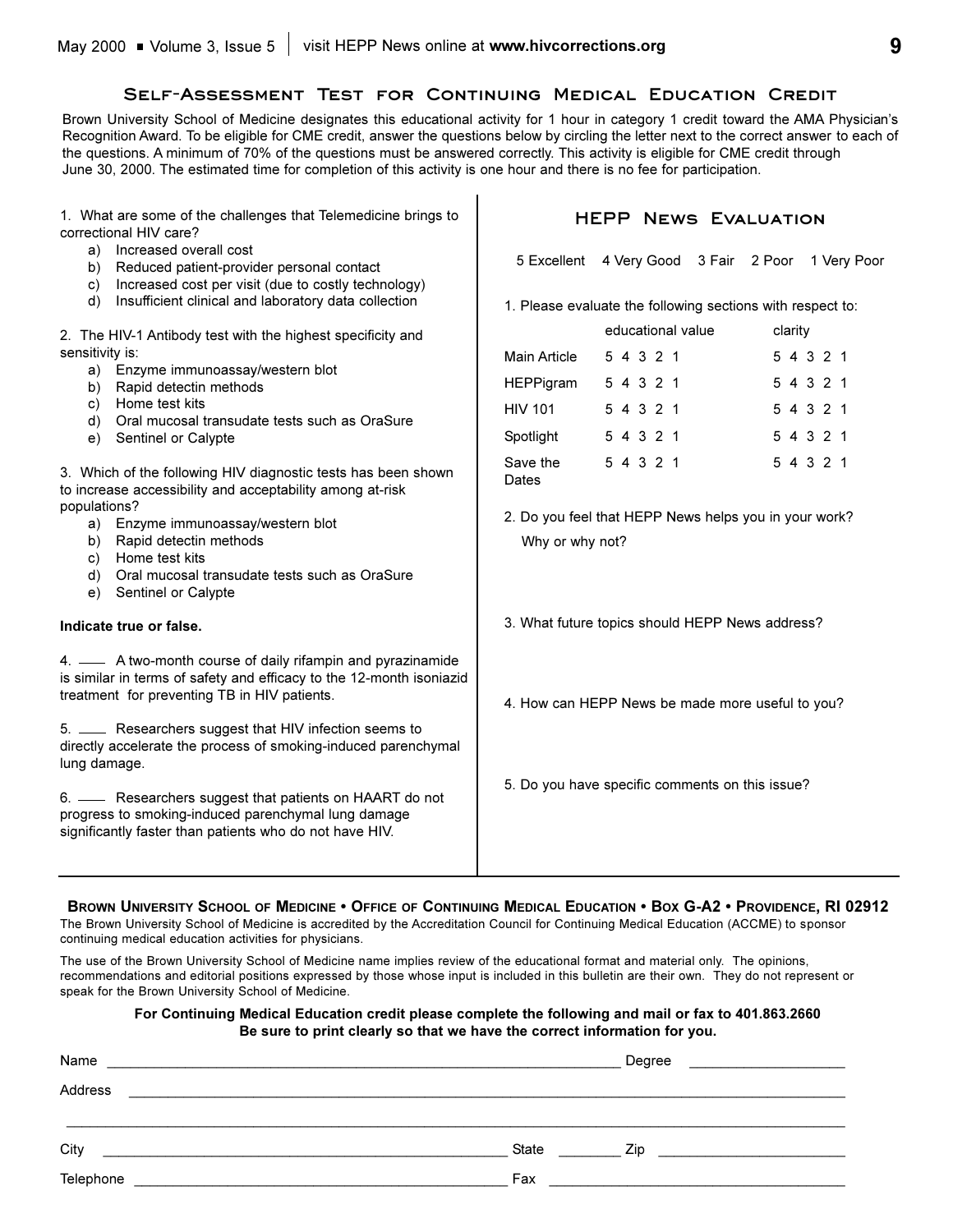## Self-Assessment Test for Continuing Medical Education Credit

Brown University School of Medicine designates this educational activity for 1 hour in category 1 credit toward the AMA Physician's Recognition Award. To be eligible for CME credit, answer the questions below by circling the letter next to the correct answer to each of the questions. A minimum of 70% of the questions must be answered correctly. This activity is eligible for CME credit through June 30, 2000. The estimated time for completion of this activity is one hour and there is no fee for participation.

1. What are some of the challenges that Telemedicine brings to correctional HIV care?
   - a) Increased overall cost
   - b) Reduced patient-provider personal contact
   - c) Increased cost per visit (due to costly technology)
   - d) Insufficient clinical and laboratory data collection

2. The HIV-1 Antibody test with the highest specificity and sensitivity is:
   - a) Enzyme immunoassay/western blot
   - b) Rapid detectin methods
   - c) Home test kits
   - d) Oral mucosal transudate tests such as OraSure
   - e) Sentinel or Calypte

3. Which of the following HIV diagnostic tests has been shown to increase accessibility and acceptability among at-risk populations?
   - a) Enzyme immunoassay/western blot
   - b) Rapid detectin methods
   - c) Home test kits
   - d) Oral mucosal transudate tests such as OraSure
   - e) Sentinel or Calypte

**Indicate true or false.**

4. ___ A two-month course of daily rifampin and pyrazinamide is similar in terms of safety and efficacy to the 12-month isoniazid treatment for preventing TB in HIV patients.

5. ___ Researchers suggest that HIV infection seems to directly accelerate the process of smoking-induced parenchymal lung damage.

6. ___ Researchers suggest that patients on HAART do not progress to smoking-induced parenchymal lung damage significantly faster than patients who do not have HIV.

## HEPP News Evaluation

5 Excellent 4 Very Good 3 Fair 2 Poor 1 Very Poor

1. Please evaluate the following sections with respect to:

| | educational value | clarity |
|---|---|---|
| Main Article | 5 4 3 2 1 | 5 4 3 2 1 |
| HEPPigram | 5 4 3 2 1 | 5 4 3 2 1 |
| HIV 101 | 5 4 3 2 1 | 5 4 3 2 1 |
| Spotlight | 5 4 3 2 1 | 5 4 3 2 1 |
| Save the Dates | 5 4 3 2 1 | 5 4 3 2 1 |

2. Do you feel that HEPP News helps you in your work? Why or why not?

3. What future topics should HEPP News address?

4. How can HEPP News be made more useful to you?

5. Do you have specific comments on this issue?

**Brown University School of Medicine • Office of Continuing Medical Education • Box G-A2 • Providence, RI 02912**

The Brown University School of Medicine is accredited by the Accreditation Council for Continuing Medical Education (ACCME) to sponsor continuing medical education activities for physicians.

The use of the Brown University School of Medicine name implies review of the educational format and material only. The opinions, recommendations and editorial positions expressed by those whose input is included in this bulletin are their own. They do not represent or speak for the Brown University School of Medicine.

**For Continuing Medical Education credit please complete the following and mail or fax to 401.863.2660**
**Be sure to print clearly so that we have the correct information for you.**

Name ______________________________ Degree ______________

Address ______________________________________________

______________________________________________________

City ______________________ State ________ Zip ______________

Telephone ______________________ Fax ______________________